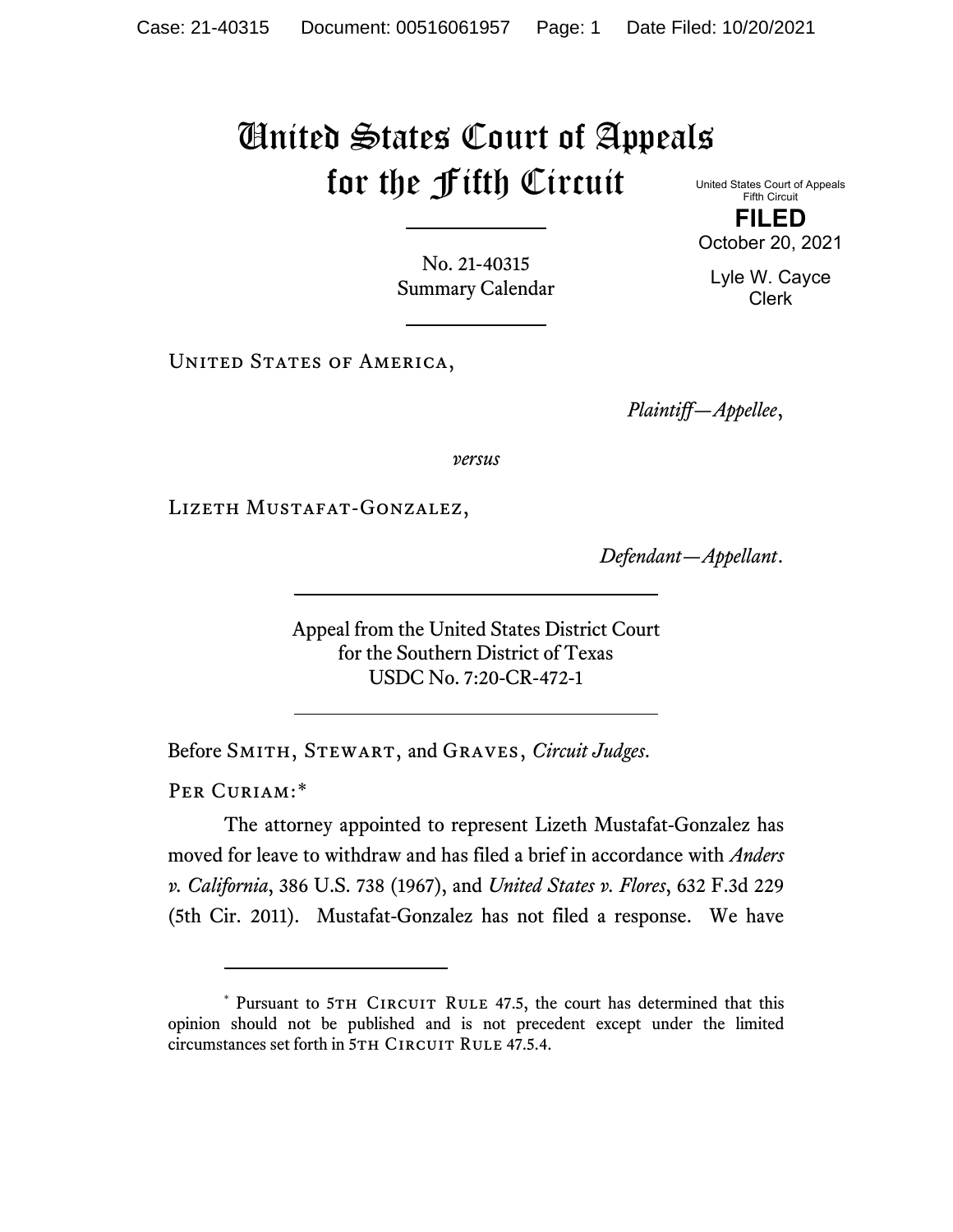# United States Court of Appeals for the Fifth Circuit

United States Court of Appeals
Fifth Circuit

**FILED**

October 20, 2021

Lyle W. Cayce
Clerk

No. 21-40315
Summary Calendar

United States of America,

*Plaintiff—Appellee*,

*versus*

Lizeth Mustafat-Gonzalez,

*Defendant—Appellant*.

Appeal from the United States District Court
for the Southern District of Texas
USDC No. 7:20-CR-472-1

Before Smith, Stewart, and Graves, *Circuit Judges*.

Per Curiam:*

The attorney appointed to represent Lizeth Mustafat-Gonzalez has moved for leave to withdraw and has filed a brief in accordance with *Anders v. California*, 386 U.S. 738 (1967), and *United States v. Flores*, 632 F.3d 229 (5th Cir. 2011). Mustafat-Gonzalez has not filed a response. We have

---

* Pursuant to 5th Circuit Rule 47.5, the court has determined that this opinion should not be published and is not precedent except under the limited circumstances set forth in 5th Circuit Rule 47.5.4.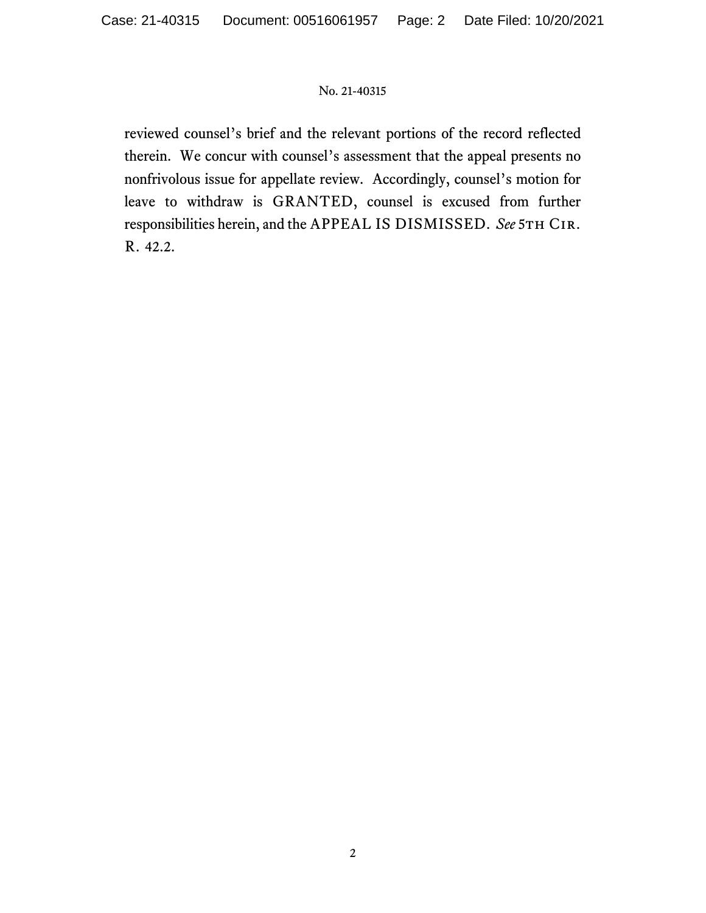reviewed counsel's brief and the relevant portions of the record reflected therein. We concur with counsel's assessment that the appeal presents no nonfrivolous issue for appellate review. Accordingly, counsel's motion for leave to withdraw is GRANTED, counsel is excused from further responsibilities herein, and the APPEAL IS DISMISSED. *See* 5TH CIR. R. 42.2.